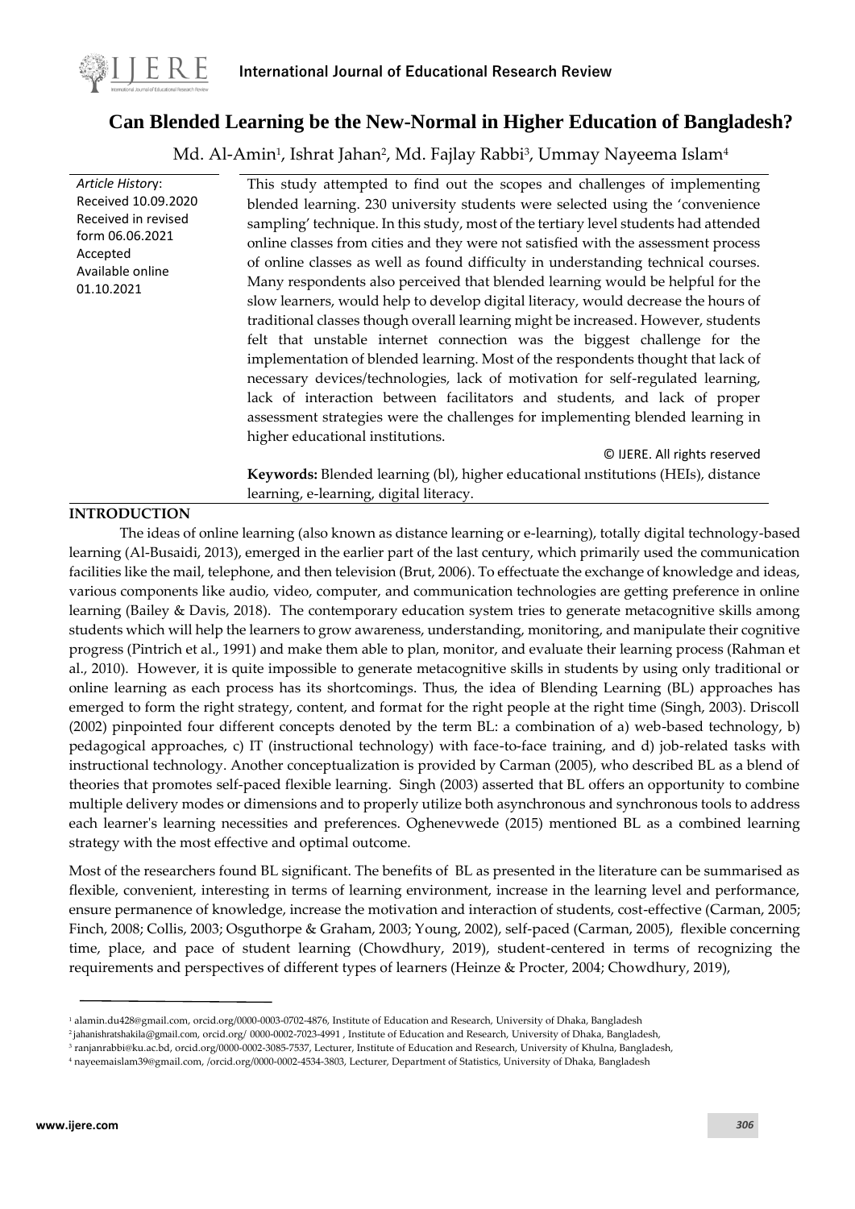# Can Blended Learning be the New-Normal in Higher Education of Bangladesh?

Md. Al-Amin[1], Ishrat Jahan[2], Md. Fajlay Rabbi[3], Ummay Nayeema Islam[4]

*Article History*:
Received 10.09.2020
Received in revised form 06.06.2021
Accepted
Available online 01.10.2021

This study attempted to find out the scopes and challenges of implementing blended learning. 230 university students were selected using the 'convenience sampling' technique. In this study, most of the tertiary level students had attended online classes from cities and they were not satisfied with the assessment process of online classes as well as found difficulty in understanding technical courses. Many respondents also perceived that blended learning would be helpful for the slow learners, would help to develop digital literacy, would decrease the hours of traditional classes though overall learning might be increased. However, students felt that unstable internet connection was the biggest challenge for the implementation of blended learning. Most of the respondents thought that lack of necessary devices/technologies, lack of motivation for self-regulated learning, lack of interaction between facilitators and students, and lack of proper assessment strategies were the challenges for implementing blended learning in higher educational institutions.

© IJERE. All rights reserved

**Keywords:** Blended learning (bl), higher educational ınstitutions (HEIs), distance learning, e-learning, digital literacy.

## INTRODUCTION

The ideas of online learning (also known as distance learning or e-learning), totally digital technology-based learning (Al-Busaidi, 2013), emerged in the earlier part of the last century, which primarily used the communication facilities like the mail, telephone, and then television (Brut, 2006). To effectuate the exchange of knowledge and ideas, various components like audio, video, computer, and communication technologies are getting preference in online learning (Bailey & Davis, 2018). The contemporary education system tries to generate metacognitive skills among students which will help the learners to grow awareness, understanding, monitoring, and manipulate their cognitive progress (Pintrich et al., 1991) and make them able to plan, monitor, and evaluate their learning process (Rahman et al., 2010). However, it is quite impossible to generate metacognitive skills in students by using only traditional or online learning as each process has its shortcomings. Thus, the idea of Blending Learning (BL) approaches has emerged to form the right strategy, content, and format for the right people at the right time (Singh, 2003). Driscoll (2002) pinpointed four different concepts denoted by the term BL: a combination of a) web-based technology, b) pedagogical approaches, c) IT (instructional technology) with face-to-face training, and d) job-related tasks with instructional technology. Another conceptualization is provided by Carman (2005), who described BL as a blend of theories that promotes self-paced flexible learning. Singh (2003) asserted that BL offers an opportunity to combine multiple delivery modes or dimensions and to properly utilize both asynchronous and synchronous tools to address each learner's learning necessities and preferences. Oghenevwede (2015) mentioned BL as a combined learning strategy with the most effective and optimal outcome.

Most of the researchers found BL significant. The benefits of BL as presented in the literature can be summarised as flexible, convenient, interesting in terms of learning environment, increase in the learning level and performance, ensure permanence of knowledge, increase the motivation and interaction of students, cost-effective (Carman, 2005; Finch, 2008; Collis, 2003; Osguthorpe & Graham, 2003; Young, 2002), self-paced (Carman, 2005), flexible concerning time, place, and pace of student learning (Chowdhury, 2019), student-centered in terms of recognizing the requirements and perspectives of different types of learners (Heinze & Procter, 2004; Chowdhury, 2019),

---

[1] alamin.du428@gmail.com, orcid.org/0000-0003-0702-4876, Institute of Education and Research, University of Dhaka, Bangladesh

[2] jahanishratshakila@gmail.com, orcid.org/ 0000-0002-7023-4991 , Institute of Education and Research, University of Dhaka, Bangladesh,

[3] ranjanrabbi@ku.ac.bd, orcid.org/0000-0002-3085-7537, Lecturer, Institute of Education and Research, University of Khulna, Bangladesh,

[4] nayeemaislam39@gmail.com, /orcid.org/0000-0002-4534-3803, Lecturer, Department of Statistics, University of Dhaka, Bangladesh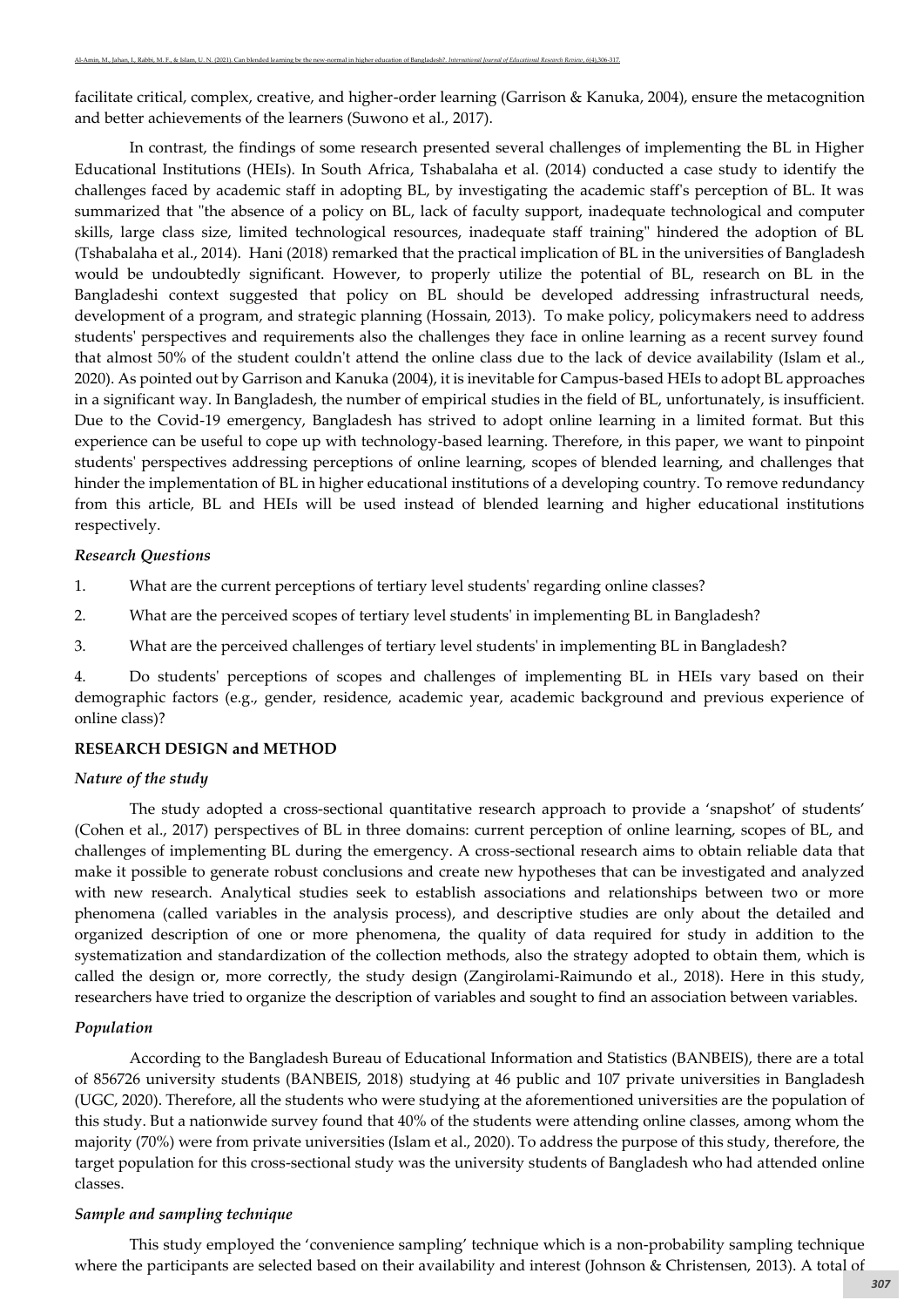facilitate critical, complex, creative, and higher-order learning (Garrison & Kanuka, 2004), ensure the metacognition and better achievements of the learners (Suwono et al., 2017).

In contrast, the findings of some research presented several challenges of implementing the BL in Higher Educational Institutions (HEIs). In South Africa, Tshabalaha et al. (2014) conducted a case study to identify the challenges faced by academic staff in adopting BL, by investigating the academic staff's perception of BL. It was summarized that "the absence of a policy on BL, lack of faculty support, inadequate technological and computer skills, large class size, limited technological resources, inadequate staff training" hindered the adoption of BL (Tshabalaha et al., 2014). Hani (2018) remarked that the practical implication of BL in the universities of Bangladesh would be undoubtedly significant. However, to properly utilize the potential of BL, research on BL in the Bangladeshi context suggested that policy on BL should be developed addressing infrastructural needs, development of a program, and strategic planning (Hossain, 2013). To make policy, policymakers need to address students' perspectives and requirements also the challenges they face in online learning as a recent survey found that almost 50% of the student couldn't attend the online class due to the lack of device availability (Islam et al., 2020). As pointed out by Garrison and Kanuka (2004), it is inevitable for Campus-based HEIs to adopt BL approaches in a significant way. In Bangladesh, the number of empirical studies in the field of BL, unfortunately, is insufficient. Due to the Covid-19 emergency, Bangladesh has strived to adopt online learning in a limited format. But this experience can be useful to cope up with technology-based learning. Therefore, in this paper, we want to pinpoint students' perspectives addressing perceptions of online learning, scopes of blended learning, and challenges that hinder the implementation of BL in higher educational institutions of a developing country. To remove redundancy from this article, BL and HEIs will be used instead of blended learning and higher educational institutions respectively.

### *Research Questions*

1. What are the current perceptions of tertiary level students' regarding online classes?
2. What are the perceived scopes of tertiary level students' in implementing BL in Bangladesh?
3. What are the perceived challenges of tertiary level students' in implementing BL in Bangladesh?
4. Do students' perceptions of scopes and challenges of implementing BL in HEIs vary based on their demographic factors (e.g., gender, residence, academic year, academic background and previous experience of online class)?

## RESEARCH DESIGN and METHOD

### *Nature of the study*

The study adopted a cross-sectional quantitative research approach to provide a 'snapshot' of students' (Cohen et al., 2017) perspectives of BL in three domains: current perception of online learning, scopes of BL, and challenges of implementing BL during the emergency. A cross-sectional research aims to obtain reliable data that make it possible to generate robust conclusions and create new hypotheses that can be investigated and analyzed with new research. Analytical studies seek to establish associations and relationships between two or more phenomena (called variables in the analysis process), and descriptive studies are only about the detailed and organized description of one or more phenomena, the quality of data required for study in addition to the systematization and standardization of the collection methods, also the strategy adopted to obtain them, which is called the design or, more correctly, the study design (Zangirolami-Raimundo et al., 2018). Here in this study, researchers have tried to organize the description of variables and sought to find an association between variables.

### *Population*

According to the Bangladesh Bureau of Educational Information and Statistics (BANBEIS), there are a total of 856726 university students (BANBEIS, 2018) studying at 46 public and 107 private universities in Bangladesh (UGC, 2020). Therefore, all the students who were studying at the aforementioned universities are the population of this study. But a nationwide survey found that 40% of the students were attending online classes, among whom the majority (70%) were from private universities (Islam et al., 2020). To address the purpose of this study, therefore, the target population for this cross-sectional study was the university students of Bangladesh who had attended online classes.

### *Sample and sampling technique*

This study employed the 'convenience sampling' technique which is a non-probability sampling technique where the participants are selected based on their availability and interest (Johnson & Christensen, 2013). A total of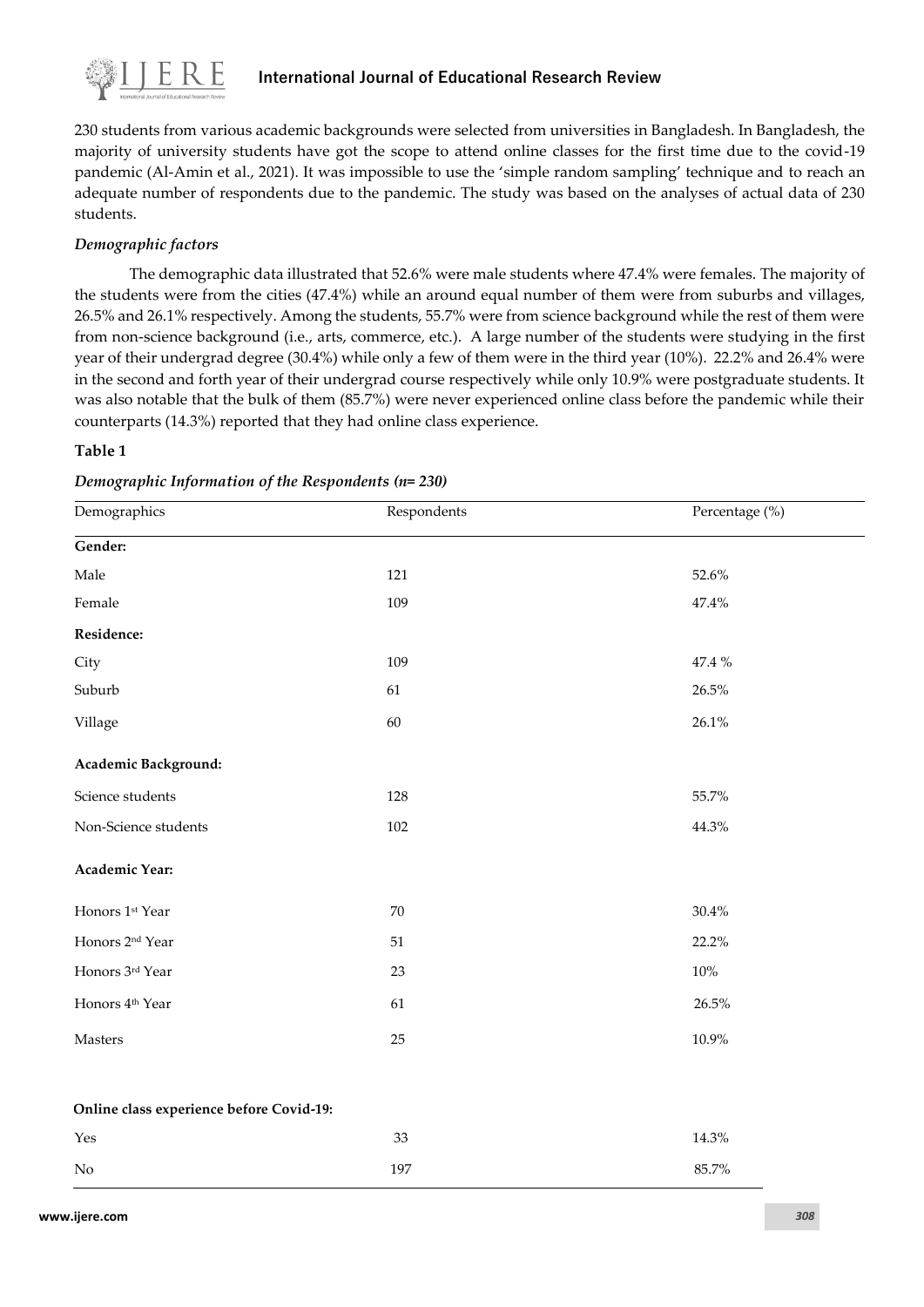230 students from various academic backgrounds were selected from universities in Bangladesh. In Bangladesh, the majority of university students have got the scope to attend online classes for the first time due to the covid-19 pandemic (Al-Amin et al., 2021). It was impossible to use the 'simple random sampling' technique and to reach an adequate number of respondents due to the pandemic. The study was based on the analyses of actual data of 230 students.

### *Demographic factors*

The demographic data illustrated that 52.6% were male students where 47.4% were females. The majority of the students were from the cities (47.4%) while an around equal number of them were from suburbs and villages, 26.5% and 26.1% respectively. Among the students, 55.7% were from science background while the rest of them were from non-science background (i.e., arts, commerce, etc.). A large number of the students were studying in the first year of their undergrad degree (30.4%) while only a few of them were in the third year (10%). 22.2% and 26.4% were in the second and forth year of their undergrad course respectively while only 10.9% were postgraduate students. It was also notable that the bulk of them (85.7%) were never experienced online class before the pandemic while their counterparts (14.3%) reported that they had online class experience.

**Table 1**

***Demographic Information of the Respondents (n= 230)***

| Demographics | Respondents | Percentage (%) |
|---|---|---|
| **Gender:** | | |
| Male | 121 | 52.6% |
| Female | 109 | 47.4% |
| **Residence:** | | |
| City | 109 | 47.4 % |
| Suburb | 61 | 26.5% |
| Village | 60 | 26.1% |
| **Academic Background:** | | |
| Science students | 128 | 55.7% |
| Non-Science students | 102 | 44.3% |
| **Academic Year:** | | |
| Honors 1st Year | 70 | 30.4% |
| Honors 2nd Year | 51 | 22.2% |
| Honors 3rd Year | 23 | 10% |
| Honors 4th Year | 61 | 26.5% |
| Masters | 25 | 10.9% |
| **Online class experience before Covid-19:** | | |
| Yes | 33 | 14.3% |
| No | 197 | 85.7% |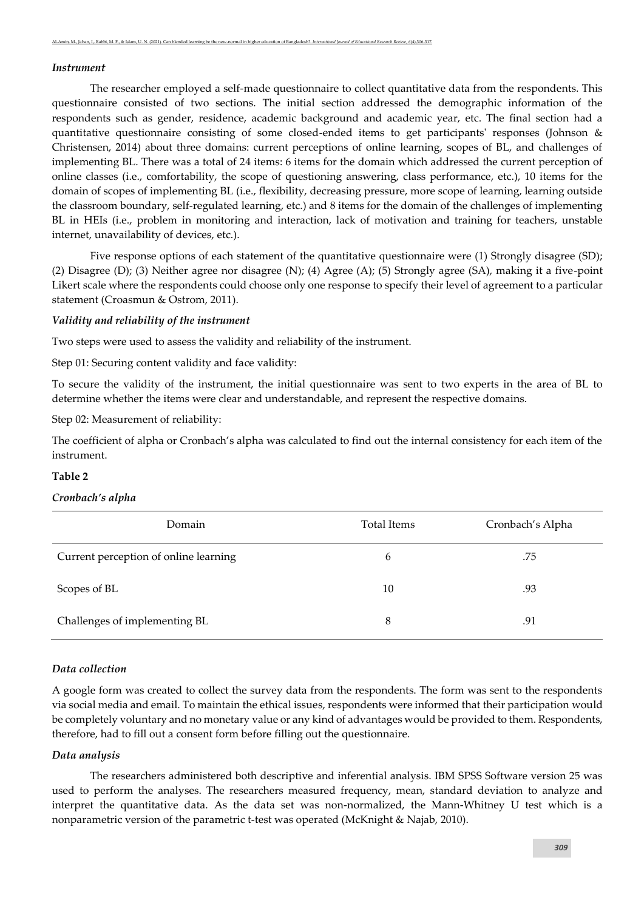### *Instrument*

The researcher employed a self-made questionnaire to collect quantitative data from the respondents. This questionnaire consisted of two sections. The initial section addressed the demographic information of the respondents such as gender, residence, academic background and academic year, etc. The final section had a quantitative questionnaire consisting of some closed-ended items to get participants' responses (Johnson & Christensen, 2014) about three domains: current perceptions of online learning, scopes of BL, and challenges of implementing BL. There was a total of 24 items: 6 items for the domain which addressed the current perception of online classes (i.e., comfortability, the scope of questioning answering, class performance, etc.), 10 items for the domain of scopes of implementing BL (i.e., flexibility, decreasing pressure, more scope of learning, learning outside the classroom boundary, self-regulated learning, etc.) and 8 items for the domain of the challenges of implementing BL in HEIs (i.e., problem in monitoring and interaction, lack of motivation and training for teachers, unstable internet, unavailability of devices, etc.).

Five response options of each statement of the quantitative questionnaire were (1) Strongly disagree (SD); (2) Disagree (D); (3) Neither agree nor disagree (N); (4) Agree (A); (5) Strongly agree (SA), making it a five-point Likert scale where the respondents could choose only one response to specify their level of agreement to a particular statement (Croasmun & Ostrom, 2011).

### *Validity and reliability of the instrument*

Two steps were used to assess the validity and reliability of the instrument.

Step 01: Securing content validity and face validity:

To secure the validity of the instrument, the initial questionnaire was sent to two experts in the area of BL to determine whether the items were clear and understandable, and represent the respective domains.

Step 02: Measurement of reliability:

The coefficient of alpha or Cronbach's alpha was calculated to find out the internal consistency for each item of the instrument.

**Table 2**

***Cronbach's alpha***

| Domain | Total Items | Cronbach's Alpha |
|---|---|---|
| Current perception of online learning | 6 | .75 |
| Scopes of BL | 10 | .93 |
| Challenges of implementing BL | 8 | .91 |

### *Data collection*

A google form was created to collect the survey data from the respondents. The form was sent to the respondents via social media and email. To maintain the ethical issues, respondents were informed that their participation would be completely voluntary and no monetary value or any kind of advantages would be provided to them. Respondents, therefore, had to fill out a consent form before filling out the questionnaire.

### *Data analysis*

The researchers administered both descriptive and inferential analysis. IBM SPSS Software version 25 was used to perform the analyses. The researchers measured frequency, mean, standard deviation to analyze and interpret the quantitative data. As the data set was non-normalized, the Mann-Whitney U test which is a nonparametric version of the parametric t-test was operated (McKnight & Najab, 2010).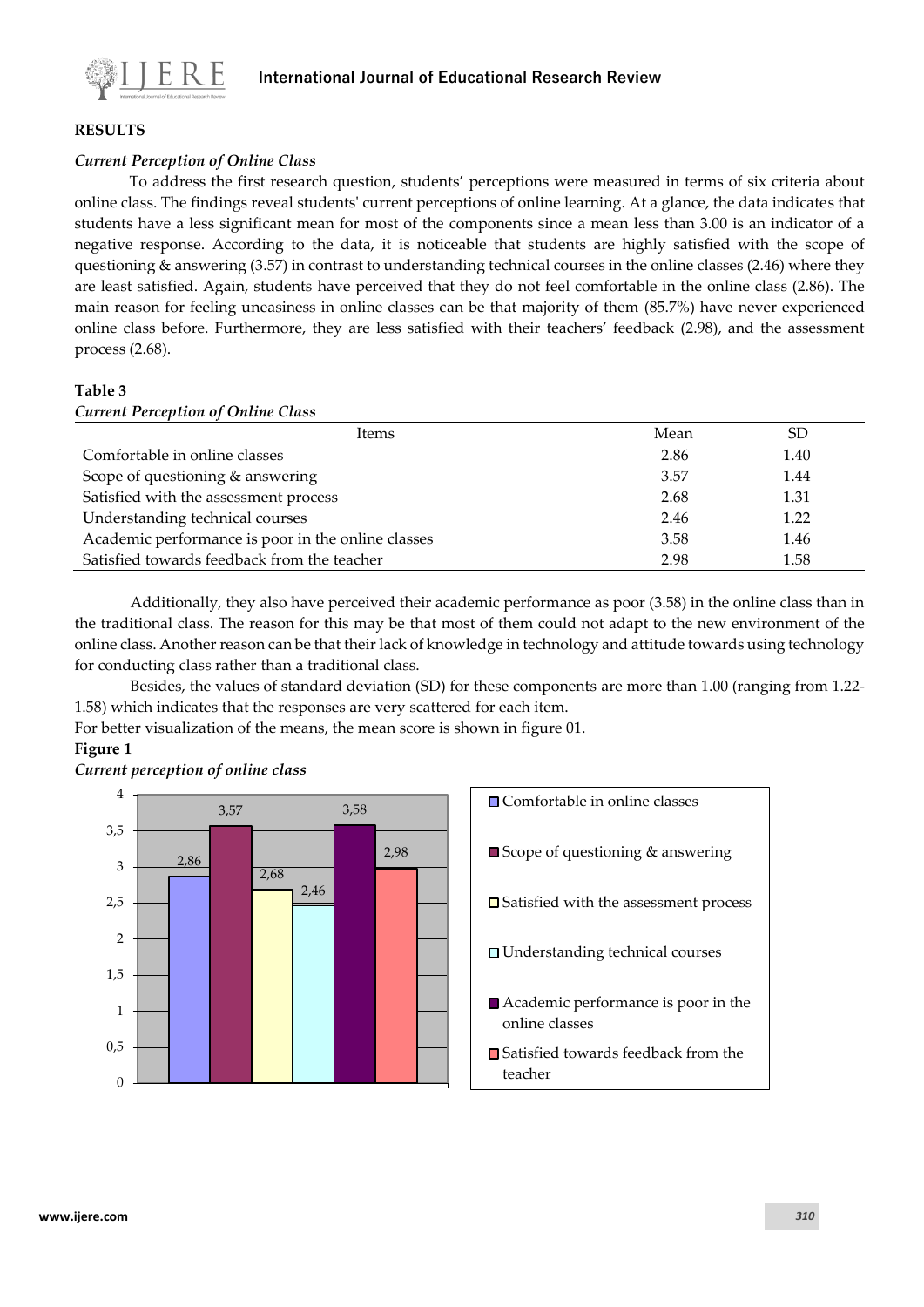## RESULTS

### *Current Perception of Online Class*

To address the first research question, students' perceptions were measured in terms of six criteria about online class. The findings reveal students' current perceptions of online learning. At a glance, the data indicates that students have a less significant mean for most of the components since a mean less than 3.00 is an indicator of a negative response. According to the data, it is noticeable that students are highly satisfied with the scope of questioning & answering (3.57) in contrast to understanding technical courses in the online classes (2.46) where they are least satisfied. Again, students have perceived that they do not feel comfortable in the online class (2.86). The main reason for feeling uneasiness in online classes can be that majority of them (85.7%) have never experienced online class before. Furthermore, they are less satisfied with their teachers' feedback (2.98), and the assessment process (2.68).

**Table 3**

*Current Perception of Online Class*

| Items | Mean | SD |
|---|---|---|
| Comfortable in online classes | 2.86 | 1.40 |
| Scope of questioning & answering | 3.57 | 1.44 |
| Satisfied with the assessment process | 2.68 | 1.31 |
| Understanding technical courses | 2.46 | 1.22 |
| Academic performance is poor in the online classes | 3.58 | 1.46 |
| Satisfied towards feedback from the teacher | 2.98 | 1.58 |

Additionally, they also have perceived their academic performance as poor (3.58) in the online class than in the traditional class. The reason for this may be that most of them could not adapt to the new environment of the online class. Another reason can be that their lack of knowledge in technology and attitude towards using technology for conducting class rather than a traditional class.

Besides, the values of standard deviation (SD) for these components are more than 1.00 (ranging from 1.22-1.58) which indicates that the responses are very scattered for each item.

For better visualization of the means, the mean score is shown in figure 01.

**Figure 1**

*Current perception of online class*

| Item | Mean |
|---|---|
| Comfortable in online classes | 2,86 |
| Scope of questioning & answering | 3,57 |
| Satisfied with the assessment process | 2,68 |
| Understanding technical courses | 2,46 |
| Academic performance is poor in the online classes | 3,58 |
| Satisfied towards feedback from the teacher | 2,98 |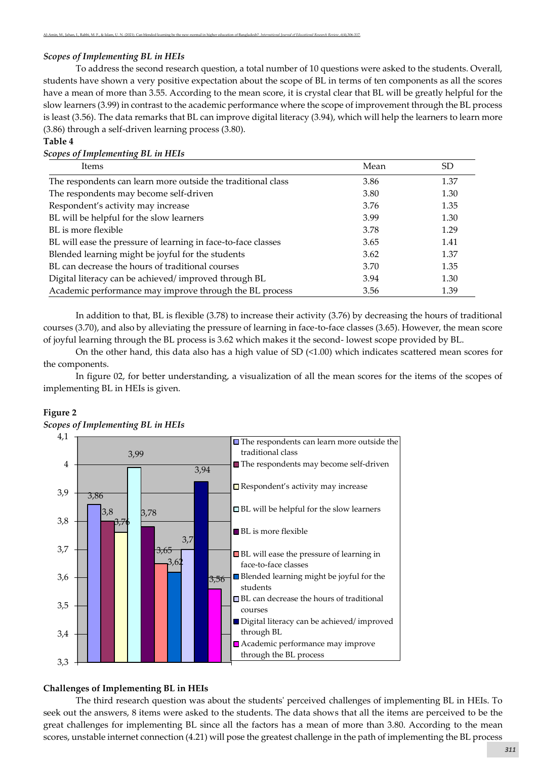### *Scopes of Implementing BL in HEIs*

To address the second research question, a total number of 10 questions were asked to the students. Overall, students have shown a very positive expectation about the scope of BL in terms of ten components as all the scores have a mean of more than 3.55. According to the mean score, it is crystal clear that BL will be greatly helpful for the slow learners (3.99) in contrast to the academic performance where the scope of improvement through the BL process is least (3.56). The data remarks that BL can improve digital literacy (3.94), which will help the learners to learn more (3.86) through a self-driven learning process (3.80).

**Table 4**

*Scopes of Implementing BL in HEIs*

| Items | Mean | SD |
|---|---|---|
| The respondents can learn more outside the traditional class | 3.86 | 1.37 |
| The respondents may become self-driven | 3.80 | 1.30 |
| Respondent's activity may increase | 3.76 | 1.35 |
| BL will be helpful for the slow learners | 3.99 | 1.30 |
| BL is more flexible | 3.78 | 1.29 |
| BL will ease the pressure of learning in face-to-face classes | 3.65 | 1.41 |
| Blended learning might be joyful for the students | 3.62 | 1.37 |
| BL can decrease the hours of traditional courses | 3.70 | 1.35 |
| Digital literacy can be achieved/ improved through BL | 3.94 | 1.30 |
| Academic performance may improve through the BL process | 3.56 | 1.39 |

In addition to that, BL is flexible (3.78) to increase their activity (3.76) by decreasing the hours of traditional courses (3.70), and also by alleviating the pressure of learning in face-to-face classes (3.65). However, the mean score of joyful learning through the BL process is 3.62 which makes it the second- lowest scope provided by BL.

On the other hand, this data also has a high value of SD (<1.00) which indicates scattered mean scores for the components.

In figure 02, for better understanding, a visualization of all the mean scores for the items of the scopes of implementing BL in HEIs is given.

**Figure 2**

*Scopes of Implementing BL in HEIs*

### Challenges of Implementing BL in HEIs

The third research question was about the students' perceived challenges of implementing BL in HEIs. To seek out the answers, 8 items were asked to the students. The data shows that all the items are perceived to be the great challenges for implementing BL since all the factors has a mean of more than 3.80. According to the mean scores, unstable internet connection (4.21) will pose the greatest challenge in the path of implementing the BL process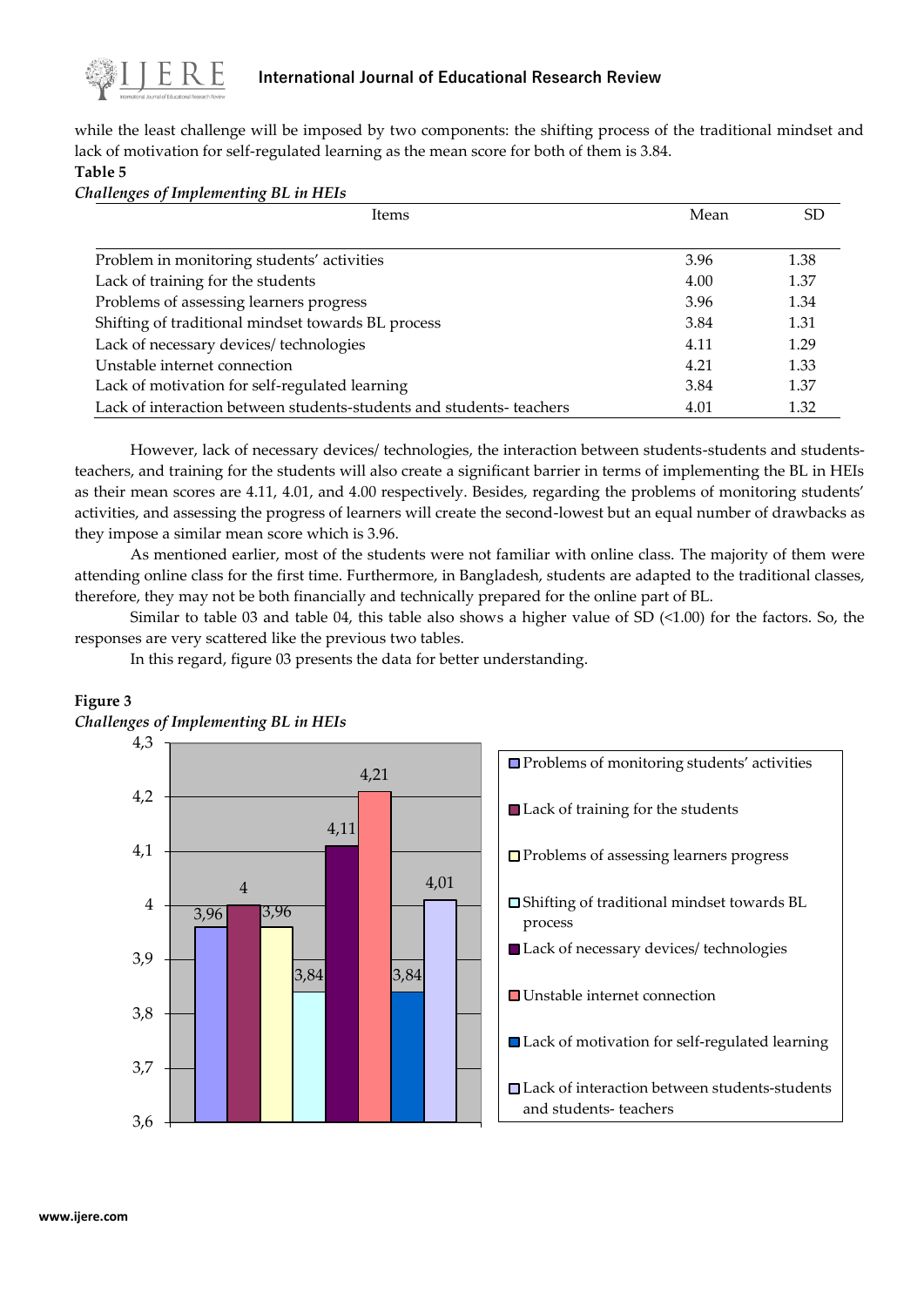while the least challenge will be imposed by two components: the shifting process of the traditional mindset and lack of motivation for self-regulated learning as the mean score for both of them is 3.84.

**Table 5**

*Challenges of Implementing BL in HEIs*

| Items | Mean | SD |
|---|---|---|
| Problem in monitoring students' activities | 3.96 | 1.38 |
| Lack of training for the students | 4.00 | 1.37 |
| Problems of assessing learners progress | 3.96 | 1.34 |
| Shifting of traditional mindset towards BL process | 3.84 | 1.31 |
| Lack of necessary devices/ technologies | 4.11 | 1.29 |
| Unstable internet connection | 4.21 | 1.33 |
| Lack of motivation for self-regulated learning | 3.84 | 1.37 |
| Lack of interaction between students-students and students- teachers | 4.01 | 1.32 |

However, lack of necessary devices/ technologies, the interaction between students-students and students-teachers, and training for the students will also create a significant barrier in terms of implementing the BL in HEIs as their mean scores are 4.11, 4.01, and 4.00 respectively. Besides, regarding the problems of monitoring students' activities, and assessing the progress of learners will create the second-lowest but an equal number of drawbacks as they impose a similar mean score which is 3.96.

As mentioned earlier, most of the students were not familiar with online class. The majority of them were attending online class for the first time. Furthermore, in Bangladesh, students are adapted to the traditional classes, therefore, they may not be both financially and technically prepared for the online part of BL.

Similar to table 03 and table 04, this table also shows a higher value of SD (<1.00) for the factors. So, the responses are very scattered like the previous two tables.

In this regard, figure 03 presents the data for better understanding.

**Figure 3**

*Challenges of Implementing BL in HEIs*

| Challenge | Mean |
|---|---|
| Problems of monitoring students' activities | 3,96 |
| Lack of training for the students | 4 |
| Problems of assessing learners progress | 3,96 |
| Shifting of traditional mindset towards BL process | 3,84 |
| Lack of necessary devices/ technologies | 4,11 |
| Unstable internet connection | 4,21 |
| Lack of motivation for self-regulated learning | 3,84 |
| Lack of interaction between students-students and students- teachers | 4,01 |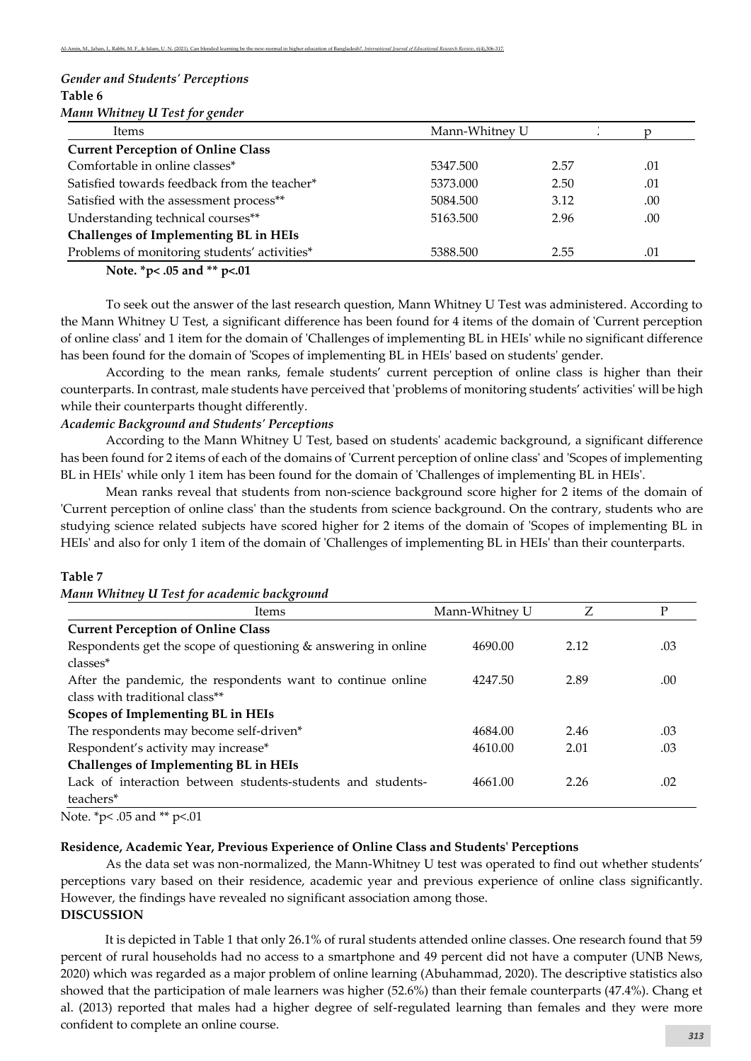### *Gender and Students' Perceptions*

**Table 6**

*Mann Whitney U Test for gender*

| Items | Mann-Whitney U | Z | p |
|---|---|---|---|
| **Current Perception of Online Class** | | | |
| Comfortable in online classes* | 5347.500 | 2.57 | .01 |
| Satisfied towards feedback from the teacher* | 5373.000 | 2.50 | .01 |
| Satisfied with the assessment process** | 5084.500 | 3.12 | .00 |
| Understanding technical courses** | 5163.500 | 2.96 | .00 |
| **Challenges of Implementing BL in HEIs** | | | |
| Problems of monitoring students' activities* | 5388.500 | 2.55 | .01 |

**Note. *p< .05 and ** p<.01**

To seek out the answer of the last research question, Mann Whitney U Test was administered. According to the Mann Whitney U Test, a significant difference has been found for 4 items of the domain of 'Current perception of online class' and 1 item for the domain of 'Challenges of implementing BL in HEIs' while no significant difference has been found for the domain of 'Scopes of implementing BL in HEIs' based on students' gender.

According to the mean ranks, female students' current perception of online class is higher than their counterparts. In contrast, male students have perceived that 'problems of monitoring students' activities' will be high while their counterparts thought differently.

### *Academic Background and Students' Perceptions*

According to the Mann Whitney U Test, based on students' academic background, a significant difference has been found for 2 items of each of the domains of 'Current perception of online class' and 'Scopes of implementing BL in HEIs' while only 1 item has been found for the domain of 'Challenges of implementing BL in HEIs'.

Mean ranks reveal that students from non-science background score higher for 2 items of the domain of 'Current perception of online class' than the students from science background. On the contrary, students who are studying science related subjects have scored higher for 2 items of the domain of 'Scopes of implementing BL in HEIs' and also for only 1 item of the domain of 'Challenges of implementing BL in HEIs' than their counterparts.

**Table 7**

*Mann Whitney U Test for academic background*

| Items | Mann-Whitney U | Z | P |
|---|---|---|---|
| **Current Perception of Online Class** | | | |
| Respondents get the scope of questioning & answering in online classes* | 4690.00 | 2.12 | .03 |
| After the pandemic, the respondents want to continue online class with traditional class** | 4247.50 | 2.89 | .00 |
| **Scopes of Implementing BL in HEIs** | | | |
| The respondents may become self-driven* | 4684.00 | 2.46 | .03 |
| Respondent's activity may increase* | 4610.00 | 2.01 | .03 |
| **Challenges of Implementing BL in HEIs** | | | |
| Lack of interaction between students-students and students-teachers* | 4661.00 | 2.26 | .02 |

Note. *p< .05 and ** p<.01

### Residence, Academic Year, Previous Experience of Online Class and Students' Perceptions

As the data set was non-normalized, the Mann-Whitney U test was operated to find out whether students' perceptions vary based on their residence, academic year and previous experience of online class significantly. However, the findings have revealed no significant association among those.

## DISCUSSION

It is depicted in Table 1 that only 26.1% of rural students attended online classes. One research found that 59 percent of rural households had no access to a smartphone and 49 percent did not have a computer (UNB News, 2020) which was regarded as a major problem of online learning (Abuhammad, 2020). The descriptive statistics also showed that the participation of male learners was higher (52.6%) than their female counterparts (47.4%). Chang et al. (2013) reported that males had a higher degree of self-regulated learning than females and they were more confident to complete an online course.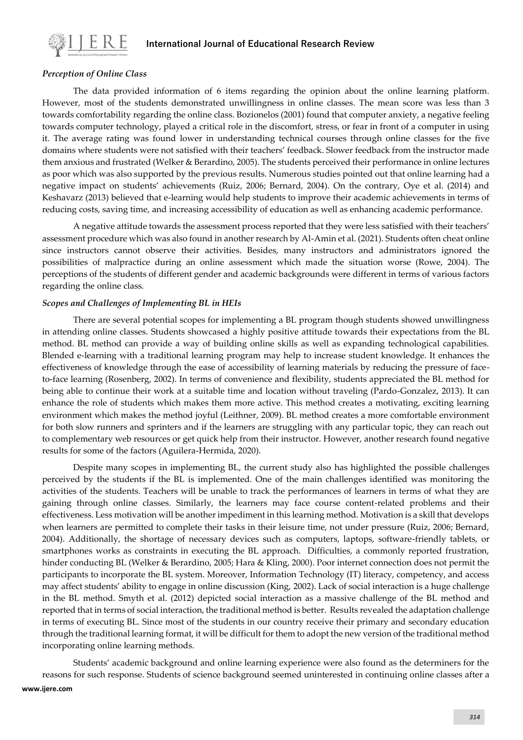### *Perception of Online Class*

The data provided information of 6 items regarding the opinion about the online learning platform. However, most of the students demonstrated unwillingness in online classes. The mean score was less than 3 towards comfortability regarding the online class. Bozionelos (2001) found that computer anxiety, a negative feeling towards computer technology, played a critical role in the discomfort, stress, or fear in front of a computer in using it. The average rating was found lower in understanding technical courses through online classes for the five domains where students were not satisfied with their teachers' feedback. Slower feedback from the instructor made them anxious and frustrated (Welker & Berardino, 2005). The students perceived their performance in online lectures as poor which was also supported by the previous results. Numerous studies pointed out that online learning had a negative impact on students' achievements (Ruiz, 2006; Bernard, 2004). On the contrary, Oye et al. (2014) and Keshavarz (2013) believed that e-learning would help students to improve their academic achievements in terms of reducing costs, saving time, and increasing accessibility of education as well as enhancing academic performance.

A negative attitude towards the assessment process reported that they were less satisfied with their teachers' assessment procedure which was also found in another research by Al-Amin et al. (2021). Students often cheat online since instructors cannot observe their activities. Besides, many instructors and administrators ignored the possibilities of malpractice during an online assessment which made the situation worse (Rowe, 2004). The perceptions of the students of different gender and academic backgrounds were different in terms of various factors regarding the online class.

### *Scopes and Challenges of Implementing BL in HEIs*

There are several potential scopes for implementing a BL program though students showed unwillingness in attending online classes. Students showcased a highly positive attitude towards their expectations from the BL method. BL method can provide a way of building online skills as well as expanding technological capabilities. Blended e-learning with a traditional learning program may help to increase student knowledge. It enhances the effectiveness of knowledge through the ease of accessibility of learning materials by reducing the pressure of face-to-face learning (Rosenberg, 2002). In terms of convenience and flexibility, students appreciated the BL method for being able to continue their work at a suitable time and location without traveling (Pardo-Gonzalez, 2013). It can enhance the role of students which makes them more active. This method creates a motivating, exciting learning environment which makes the method joyful (Leithner, 2009). BL method creates a more comfortable environment for both slow runners and sprinters and if the learners are struggling with any particular topic, they can reach out to complementary web resources or get quick help from their instructor. However, another research found negative results for some of the factors (Aguilera-Hermida, 2020).

Despite many scopes in implementing BL, the current study also has highlighted the possible challenges perceived by the students if the BL is implemented. One of the main challenges identified was monitoring the activities of the students. Teachers will be unable to track the performances of learners in terms of what they are gaining through online classes. Similarly, the learners may face course content-related problems and their effectiveness. Less motivation will be another impediment in this learning method. Motivation is a skill that develops when learners are permitted to complete their tasks in their leisure time, not under pressure (Ruiz, 2006; Bernard, 2004). Additionally, the shortage of necessary devices such as computers, laptops, software-friendly tablets, or smartphones works as constraints in executing the BL approach. Difficulties, a commonly reported frustration, hinder conducting BL (Welker & Berardino, 2005; Hara & Kling, 2000). Poor internet connection does not permit the participants to incorporate the BL system. Moreover, Information Technology (IT) literacy, competency, and access may affect students' ability to engage in online discussion (King, 2002). Lack of social interaction is a huge challenge in the BL method. Smyth et al. (2012) depicted social interaction as a massive challenge of the BL method and reported that in terms of social interaction, the traditional method is better. Results revealed the adaptation challenge in terms of executing BL. Since most of the students in our country receive their primary and secondary education through the traditional learning format, it will be difficult for them to adopt the new version of the traditional method incorporating online learning methods.

Students' academic background and online learning experience were also found as the determiners for the reasons for such response. Students of science background seemed uninterested in continuing online classes after a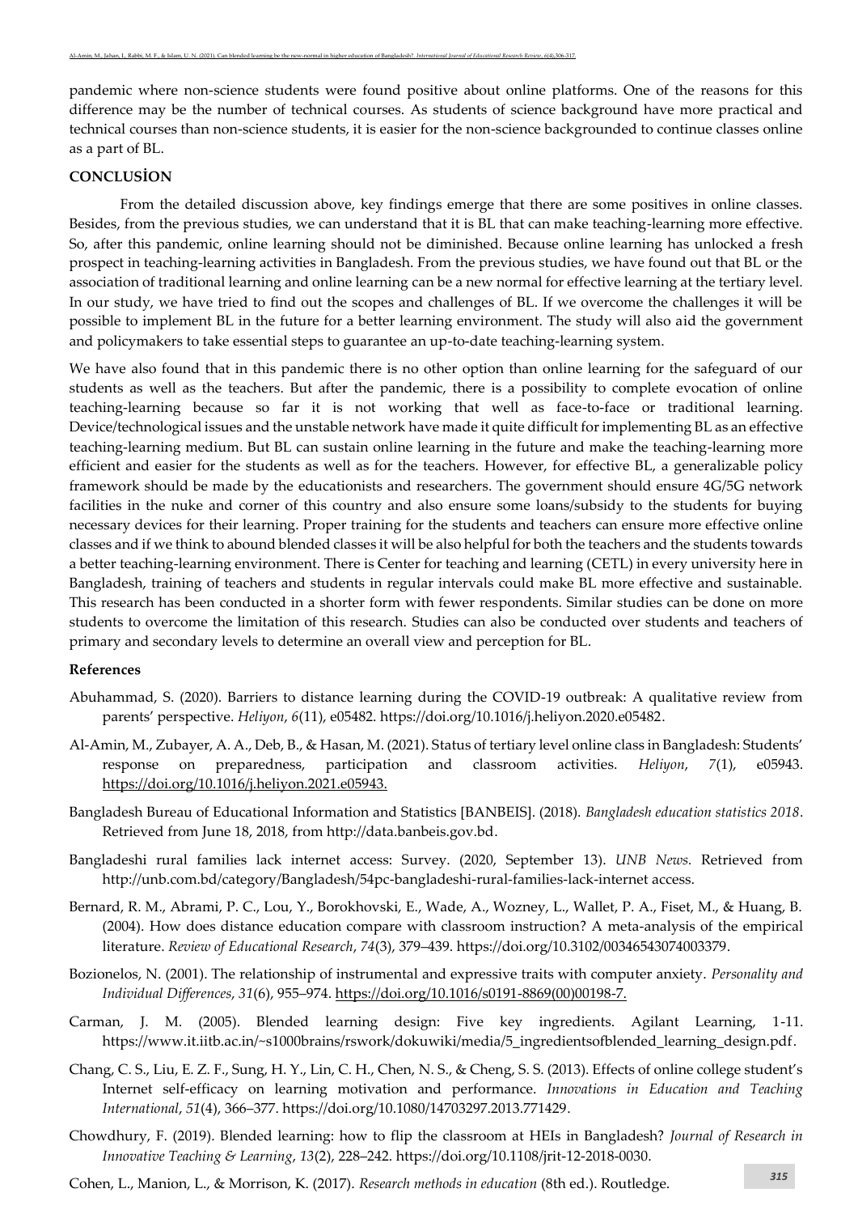pandemic where non-science students were found positive about online platforms. One of the reasons for this difference may be the number of technical courses. As students of science background have more practical and technical courses than non-science students, it is easier for the non-science backgrounded to continue classes online as a part of BL.

## CONCLUSİON

From the detailed discussion above, key findings emerge that there are some positives in online classes. Besides, from the previous studies, we can understand that it is BL that can make teaching-learning more effective. So, after this pandemic, online learning should not be diminished. Because online learning has unlocked a fresh prospect in teaching-learning activities in Bangladesh. From the previous studies, we have found out that BL or the association of traditional learning and online learning can be a new normal for effective learning at the tertiary level. In our study, we have tried to find out the scopes and challenges of BL. If we overcome the challenges it will be possible to implement BL in the future for a better learning environment. The study will also aid the government and policymakers to take essential steps to guarantee an up-to-date teaching-learning system.

We have also found that in this pandemic there is no other option than online learning for the safeguard of our students as well as the teachers. But after the pandemic, there is a possibility to complete evocation of online teaching-learning because so far it is not working that well as face-to-face or traditional learning. Device/technological issues and the unstable network have made it quite difficult for implementing BL as an effective teaching-learning medium. But BL can sustain online learning in the future and make the teaching-learning more efficient and easier for the students as well as for the teachers. However, for effective BL, a generalizable policy framework should be made by the educationists and researchers. The government should ensure 4G/5G network facilities in the nuke and corner of this country and also ensure some loans/subsidy to the students for buying necessary devices for their learning. Proper training for the students and teachers can ensure more effective online classes and if we think to abound blended classes it will be also helpful for both the teachers and the students towards a better teaching-learning environment. There is Center for teaching and learning (CETL) in every university here in Bangladesh, training of teachers and students in regular intervals could make BL more effective and sustainable. This research has been conducted in a shorter form with fewer respondents. Similar studies can be done on more students to overcome the limitation of this research. Studies can also be conducted over students and teachers of primary and secondary levels to determine an overall view and perception for BL.

### References

Abuhammad, S. (2020). Barriers to distance learning during the COVID-19 outbreak: A qualitative review from parents' perspective. *Heliyon*, *6*(11), e05482. https://doi.org/10.1016/j.heliyon.2020.e05482.

Al-Amin, M., Zubayer, A. A., Deb, B., & Hasan, M. (2021). Status of tertiary level online class in Bangladesh: Students' response on preparedness, participation and classroom activities. *Heliyon*, *7*(1), e05943. https://doi.org/10.1016/j.heliyon.2021.e05943.

Bangladesh Bureau of Educational Information and Statistics [BANBEIS]. (2018). *Bangladesh education statistics 2018*. Retrieved from June 18, 2018, from http://data.banbeis.gov.bd.

Bangladeshi rural families lack internet access: Survey. (2020, September 13). *UNB News.* Retrieved from http://unb.com.bd/category/Bangladesh/54pc-bangladeshi-rural-families-lack-internet access.

Bernard, R. M., Abrami, P. C., Lou, Y., Borokhovski, E., Wade, A., Wozney, L., Wallet, P. A., Fiset, M., & Huang, B. (2004). How does distance education compare with classroom instruction? A meta-analysis of the empirical literature. *Review of Educational Research*, *74*(3), 379–439. https://doi.org/10.3102/00346543074003379.

Bozionelos, N. (2001). The relationship of instrumental and expressive traits with computer anxiety. *Personality and Individual Differences*, *31*(6), 955–974. https://doi.org/10.1016/s0191-8869(00)00198-7.

Carman, J. M. (2005). Blended learning design: Five key ingredients. Agilant Learning, 1-11. https://www.it.iitb.ac.in/~s1000brains/rswork/dokuwiki/media/5_ingredientsofblended_learning_design.pdf.

Chang, C. S., Liu, E. Z. F., Sung, H. Y., Lin, C. H., Chen, N. S., & Cheng, S. S. (2013). Effects of online college student's Internet self-efficacy on learning motivation and performance. *Innovations in Education and Teaching International*, *51*(4), 366–377. https://doi.org/10.1080/14703297.2013.771429.

Chowdhury, F. (2019). Blended learning: how to flip the classroom at HEIs in Bangladesh? *Journal of Research in Innovative Teaching & Learning*, *13*(2), 228–242. https://doi.org/10.1108/jrit-12-2018-0030.

Cohen, L., Manion, L., & Morrison, K. (2017). *Research methods in education* (8th ed.). Routledge.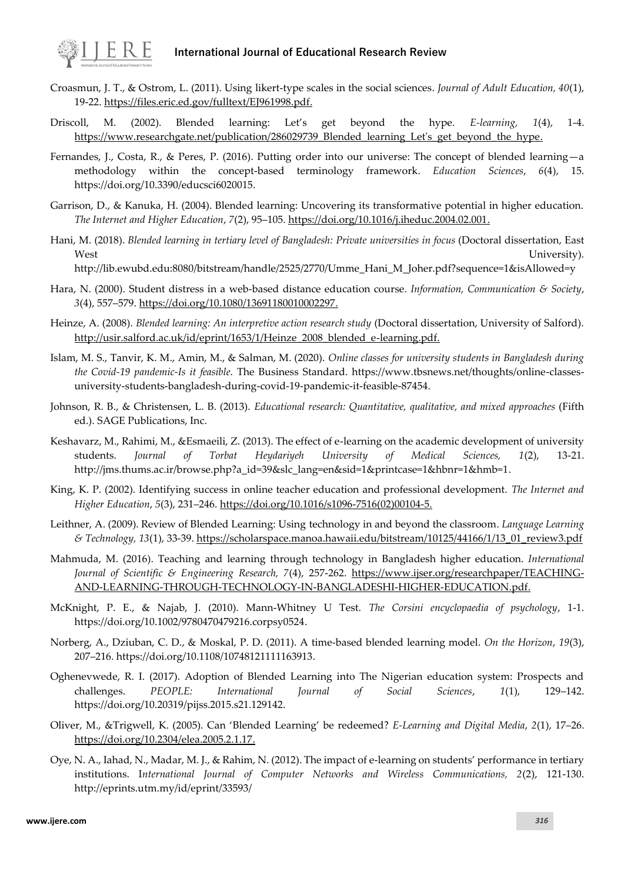Croasmun, J. T., & Ostrom, L. (2011). Using likert-type scales in the social sciences. *Journal of Adult Education, 40*(1), 19-22. https://files.eric.ed.gov/fulltext/EJ961998.pdf.

Driscoll, M. (2002). Blended learning: Let's get beyond the hype. *E-learning, 1*(4), 1-4. https://www.researchgate.net/publication/286029739_Blended_learning_Let's_get_beyond_the_hype.

Fernandes, J., Costa, R., & Peres, P. (2016). Putting order into our universe: The concept of blended learning—a methodology within the concept-based terminology framework. *Education Sciences*, *6*(4), 15. https://doi.org/10.3390/educsci6020015.

Garrison, D., & Kanuka, H. (2004). Blended learning: Uncovering its transformative potential in higher education. *The Internet and Higher Education*, *7*(2), 95–105. https://doi.org/10.1016/j.iheduc.2004.02.001.

Hani, M. (2018). *Blended learning in tertiary level of Bangladesh: Private universities in focus* (Doctoral dissertation, East West University). http://lib.ewubd.edu:8080/bitstream/handle/2525/2770/Umme_Hani_M_Joher.pdf?sequence=1&isAllowed=y

Hara, N. (2000). Student distress in a web-based distance education course. *Information, Communication & Society*, *3*(4), 557–579. https://doi.org/10.1080/13691180010002297.

Heinze, A. (2008). *Blended learning: An interpretive action research study* (Doctoral dissertation, University of Salford). http://usir.salford.ac.uk/id/eprint/1653/1/Heinze_2008_blended_e-learning.pdf.

Islam, M. S., Tanvir, K. M., Amin, M., & Salman, M. (2020). *Online classes for university students in Bangladesh during the Covid-19 pandemic-Is it feasible*. The Business Standard. https://www.tbsnews.net/thoughts/online-classes-university-students-bangladesh-during-covid-19-pandemic-it-feasible-87454.

Johnson, R. B., & Christensen, L. B. (2013). *Educational research: Quantitative, qualitative, and mixed approaches* (Fifth ed.). SAGE Publications, Inc.

Keshavarz, M., Rahimi, M., &Esmaeili, Z. (2013). The effect of e-learning on the academic development of university students. *Journal of Torbat Heydariyeh University of Medical Sciences, 1*(2), 13-21. http://jms.thums.ac.ir/browse.php?a_id=39&slc_lang=en&sid=1&printcase=1&hbnr=1&hmb=1.

King, K. P. (2002). Identifying success in online teacher education and professional development. *The Internet and Higher Education*, *5*(3), 231–246. https://doi.org/10.1016/s1096-7516(02)00104-5.

Leithner, A. (2009). Review of Blended Learning: Using technology in and beyond the classroom. *Language Learning & Technology, 13*(1), 33-39. https://scholarspace.manoa.hawaii.edu/bitstream/10125/44166/1/13_01_review3.pdf

Mahmuda, M. (2016). Teaching and learning through technology in Bangladesh higher education. *International Journal of Scientific & Engineering Research, 7*(4), 257-262. https://www.ijser.org/researchpaper/TEACHING-AND-LEARNING-THROUGH-TECHNOLOGY-IN-BANGLADESHI-HIGHER-EDUCATION.pdf.

McKnight, P. E., & Najab, J. (2010). Mann-Whitney U Test. *The Corsini encyclopaedia of psychology*, 1-1. https://doi.org/10.1002/9780470479216.corpsy0524.

Norberg, A., Dziuban, C. D., & Moskal, P. D. (2011). A time-based blended learning model. *On the Horizon*, *19*(3), 207–216. https://doi.org/10.1108/10748121111163913.

Oghenevwede, R. I. (2017). Adoption of Blended Learning into The Nigerian education system: Prospects and challenges. *PEOPLE: International Journal of Social Sciences*, *1*(1), 129–142. https://doi.org/10.20319/pijss.2015.s21.129142.

Oliver, M., &Trigwell, K. (2005). Can 'Blended Learning' be redeemed? *E-Learning and Digital Media*, *2*(1), 17–26. https://doi.org/10.2304/elea.2005.2.1.17.

Oye, N. A., Iahad, N., Madar, M. J., & Rahim, N. (2012). The impact of e-learning on students' performance in tertiary institutions. I*nternational Journal of Computer Networks and Wireless Communications, 2*(2), 121-130. http://eprints.utm.my/id/eprint/33593/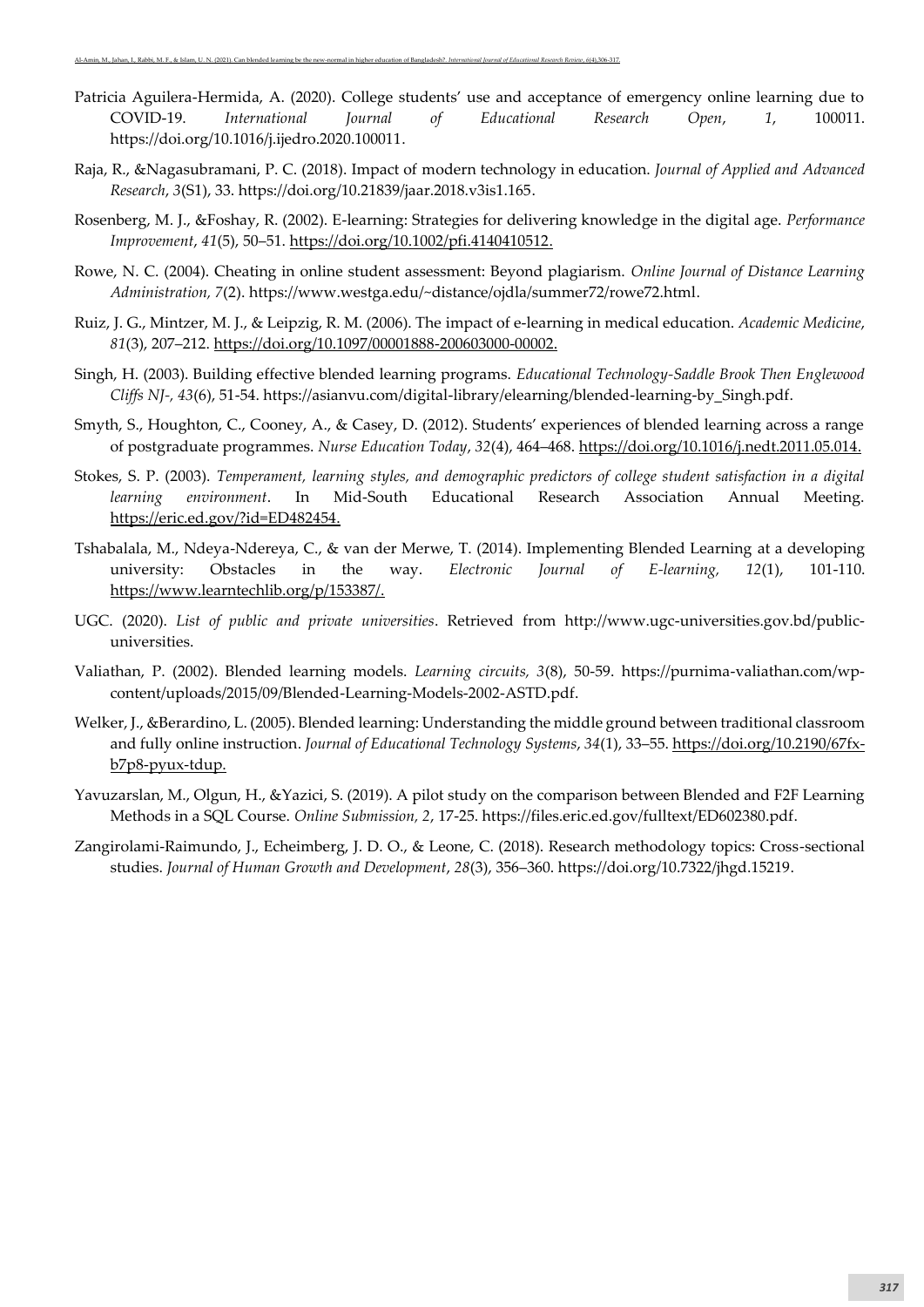Patricia Aguilera-Hermida, A. (2020). College students' use and acceptance of emergency online learning due to COVID-19. *International Journal of Educational Research Open*, *1*, 100011. https://doi.org/10.1016/j.ijedro.2020.100011.

Raja, R., &Nagasubramani, P. C. (2018). Impact of modern technology in education. *Journal of Applied and Advanced Research*, *3*(S1), 33. https://doi.org/10.21839/jaar.2018.v3is1.165.

Rosenberg, M. J., &Foshay, R. (2002). E-learning: Strategies for delivering knowledge in the digital age. *Performance Improvement*, *41*(5), 50–51. https://doi.org/10.1002/pfi.4140410512.

Rowe, N. C. (2004). Cheating in online student assessment: Beyond plagiarism. *Online Journal of Distance Learning Administration, 7*(2). https://www.westga.edu/~distance/ojdla/summer72/rowe72.html.

Ruiz, J. G., Mintzer, M. J., & Leipzig, R. M. (2006). The impact of e-learning in medical education. *Academic Medicine*, *81*(3), 207–212. https://doi.org/10.1097/00001888-200603000-00002.

Singh, H. (2003). Building effective blended learning programs. *Educational Technology-Saddle Brook Then Englewood Cliffs NJ-, 43*(6), 51-54. https://asianvu.com/digital-library/elearning/blended-learning-by_Singh.pdf.

Smyth, S., Houghton, C., Cooney, A., & Casey, D. (2012). Students' experiences of blended learning across a range of postgraduate programmes. *Nurse Education Today*, *32*(4), 464–468. https://doi.org/10.1016/j.nedt.2011.05.014.

Stokes, S. P. (2003). *Temperament, learning styles, and demographic predictors of college student satisfaction in a digital learning environment*. In Mid-South Educational Research Association Annual Meeting. https://eric.ed.gov/?id=ED482454.

Tshabalala, M., Ndeya-Ndereya, C., & van der Merwe, T. (2014). Implementing Blended Learning at a developing university: Obstacles in the way. *Electronic Journal of E-learning, 12*(1), 101-110. https://www.learntechlib.org/p/153387/.

UGC. (2020). *List of public and private universities*. Retrieved from http://www.ugc-universities.gov.bd/public-universities.

Valiathan, P. (2002). Blended learning models. *Learning circuits, 3*(8), 50-59. https://purnima-valiathan.com/wp-content/uploads/2015/09/Blended-Learning-Models-2002-ASTD.pdf.

Welker, J., &Berardino, L. (2005). Blended learning: Understanding the middle ground between traditional classroom and fully online instruction. *Journal of Educational Technology Systems*, *34*(1), 33–55. https://doi.org/10.2190/67fx-b7p8-pyux-tdup.

Yavuzarslan, M., Olgun, H., &Yazici, S. (2019). A pilot study on the comparison between Blended and F2F Learning Methods in a SQL Course. *Online Submission, 2*, 17-25. https://files.eric.ed.gov/fulltext/ED602380.pdf.

Zangirolami-Raimundo, J., Echeimberg, J. D. O., & Leone, C. (2018). Research methodology topics: Cross-sectional studies. *Journal of Human Growth and Development*, *28*(3), 356–360. https://doi.org/10.7322/jhgd.15219.